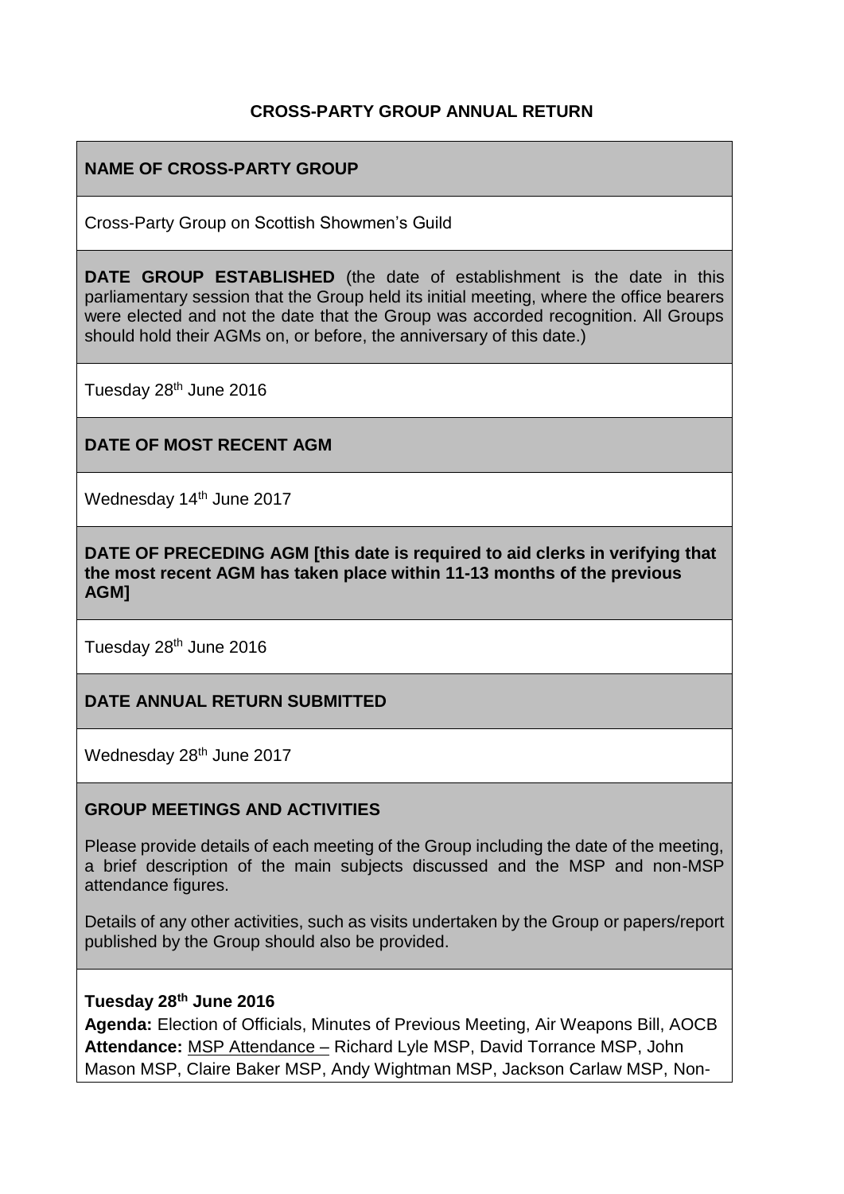# CROSS-PARTY GROUP ANNUAL RETURN

## NAME OF CROSS-PARTY GROUP

Cross-Party Group on Scottish Showmen's Guild

**DATE GROUP ESTABLISHED** (the date of establishment is the date in this parliamentary session that the Group held its initial meeting, where the office bearers were elected and not the date that the Group was accorded recognition. All Groups should hold their AGMs on, or before, the anniversary of this date.)

Tuesday 28th June 2016

## DATE OF MOST RECENT AGM

Wednesday 14th June 2017

**DATE OF PRECEDING AGM [this date is required to aid clerks in verifying that the most recent AGM has taken place within 11-13 months of the previous AGM]**

Tuesday 28th June 2016

## DATE ANNUAL RETURN SUBMITTED

Wednesday 28th June 2017

## GROUP MEETINGS AND ACTIVITIES

Please provide details of each meeting of the Group including the date of the meeting, a brief description of the main subjects discussed and the MSP and non-MSP attendance figures.

Details of any other activities, such as visits undertaken by the Group or papers/report published by the Group should also be provided.

**Tuesday 28th June 2016**
**Agenda:** Election of Officials, Minutes of Previous Meeting, Air Weapons Bill, AOCB
**Attendance:** MSP Attendance – Richard Lyle MSP, David Torrance MSP, John Mason MSP, Claire Baker MSP, Andy Wightman MSP, Jackson Carlaw MSP, Non-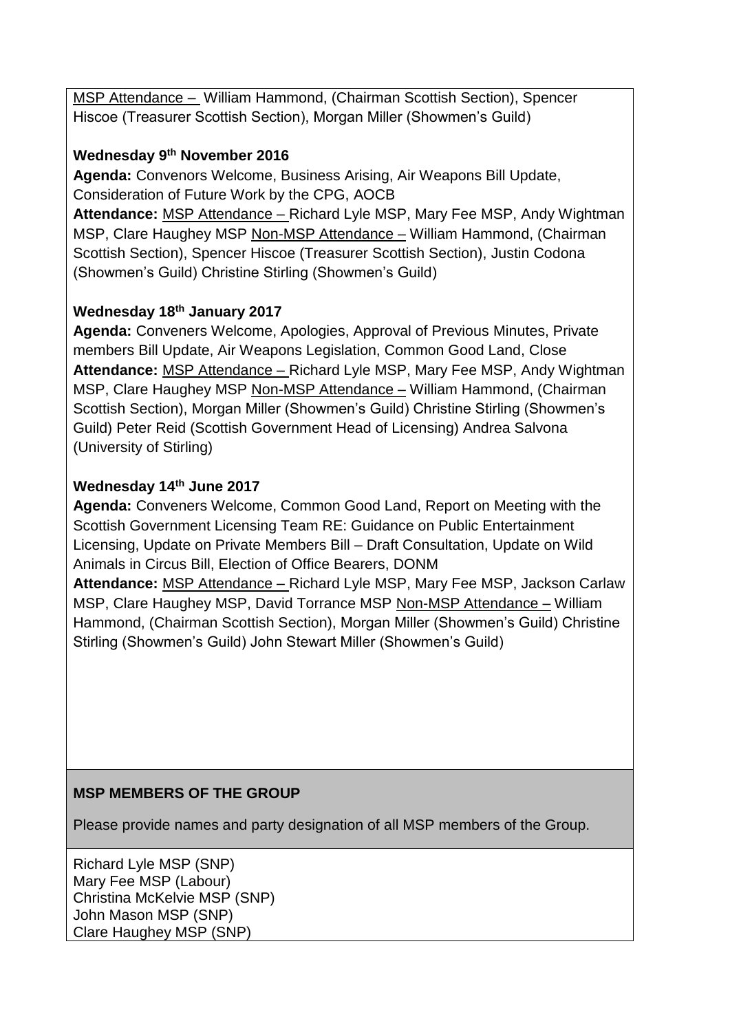<u>MSP Attendance –</u> William Hammond, (Chairman Scottish Section), Spencer Hiscoe (Treasurer Scottish Section), Morgan Miller (Showmen's Guild)

**Wednesday 9th November 2016**

**Agenda:** Convenors Welcome, Business Arising, Air Weapons Bill Update, Consideration of Future Work by the CPG, AOCB

**Attendance:** <u>MSP Attendance –</u> Richard Lyle MSP, Mary Fee MSP, Andy Wightman MSP, Clare Haughey MSP <u>Non-MSP Attendance –</u> William Hammond, (Chairman Scottish Section), Spencer Hiscoe (Treasurer Scottish Section), Justin Codona (Showmen's Guild) Christine Stirling (Showmen's Guild)

**Wednesday 18th January 2017**

**Agenda:** Conveners Welcome, Apologies, Approval of Previous Minutes, Private members Bill Update, Air Weapons Legislation, Common Good Land, Close

**Attendance:** <u>MSP Attendance –</u> Richard Lyle MSP, Mary Fee MSP, Andy Wightman MSP, Clare Haughey MSP <u>Non-MSP Attendance –</u> William Hammond, (Chairman Scottish Section), Morgan Miller (Showmen's Guild) Christine Stirling (Showmen's Guild) Peter Reid (Scottish Government Head of Licensing) Andrea Salvona (University of Stirling)

**Wednesday 14th June 2017**

**Agenda:** Conveners Welcome, Common Good Land, Report on Meeting with the Scottish Government Licensing Team RE: Guidance on Public Entertainment Licensing, Update on Private Members Bill – Draft Consultation, Update on Wild Animals in Circus Bill, Election of Office Bearers, DONM

**Attendance:** <u>MSP Attendance –</u> Richard Lyle MSP, Mary Fee MSP, Jackson Carlaw MSP, Clare Haughey MSP, David Torrance MSP <u>Non-MSP Attendance –</u> William Hammond, (Chairman Scottish Section), Morgan Miller (Showmen's Guild) Christine Stirling (Showmen's Guild) John Stewart Miller (Showmen's Guild)

**MSP MEMBERS OF THE GROUP**

Please provide names and party designation of all MSP members of the Group.

Richard Lyle MSP (SNP)
Mary Fee MSP (Labour)
Christina McKelvie MSP (SNP)
John Mason MSP (SNP)
Clare Haughey MSP (SNP)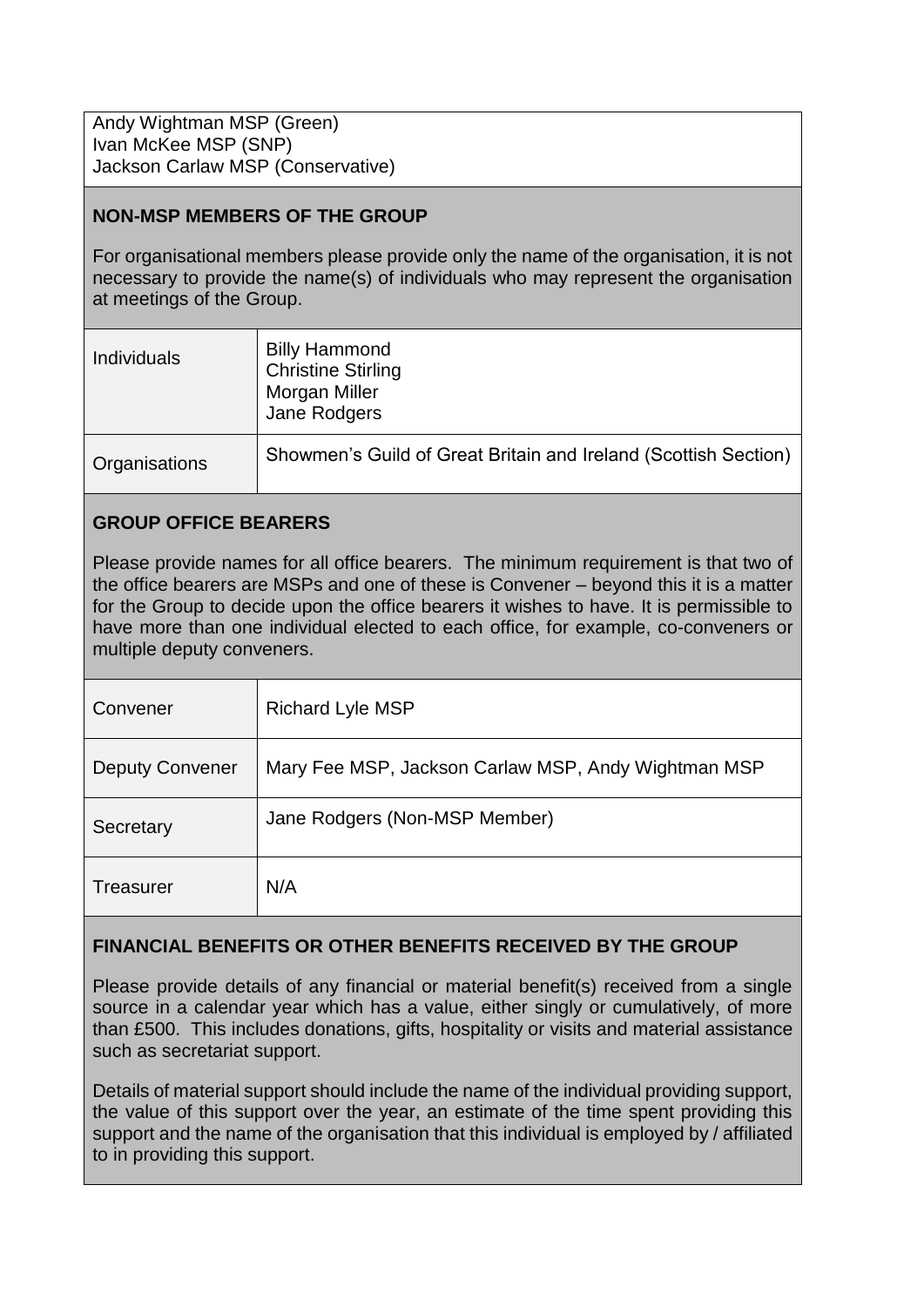Andy Wightman MSP (Green)
Ivan McKee MSP (SNP)
Jackson Carlaw MSP (Conservative)

## NON-MSP MEMBERS OF THE GROUP

For organisational members please provide only the name of the organisation, it is not necessary to provide the name(s) of individuals who may represent the organisation at meetings of the Group.

| | |
|---|---|
| Individuals | Billy Hammond<br>Christine Stirling<br>Morgan Miller<br>Jane Rodgers |
| Organisations | Showmen's Guild of Great Britain and Ireland (Scottish Section) |

## GROUP OFFICE BEARERS

Please provide names for all office bearers. The minimum requirement is that two of the office bearers are MSPs and one of these is Convener – beyond this it is a matter for the Group to decide upon the office bearers it wishes to have. It is permissible to have more than one individual elected to each office, for example, co-conveners or multiple deputy conveners.

| | |
|---|---|
| Convener | Richard Lyle MSP |
| Deputy Convener | Mary Fee MSP, Jackson Carlaw MSP, Andy Wightman MSP |
| Secretary | Jane Rodgers (Non-MSP Member) |
| Treasurer | N/A |

## FINANCIAL BENEFITS OR OTHER BENEFITS RECEIVED BY THE GROUP

Please provide details of any financial or material benefit(s) received from a single source in a calendar year which has a value, either singly or cumulatively, of more than £500. This includes donations, gifts, hospitality or visits and material assistance such as secretariat support.

Details of material support should include the name of the individual providing support, the value of this support over the year, an estimate of the time spent providing this support and the name of the organisation that this individual is employed by / affiliated to in providing this support.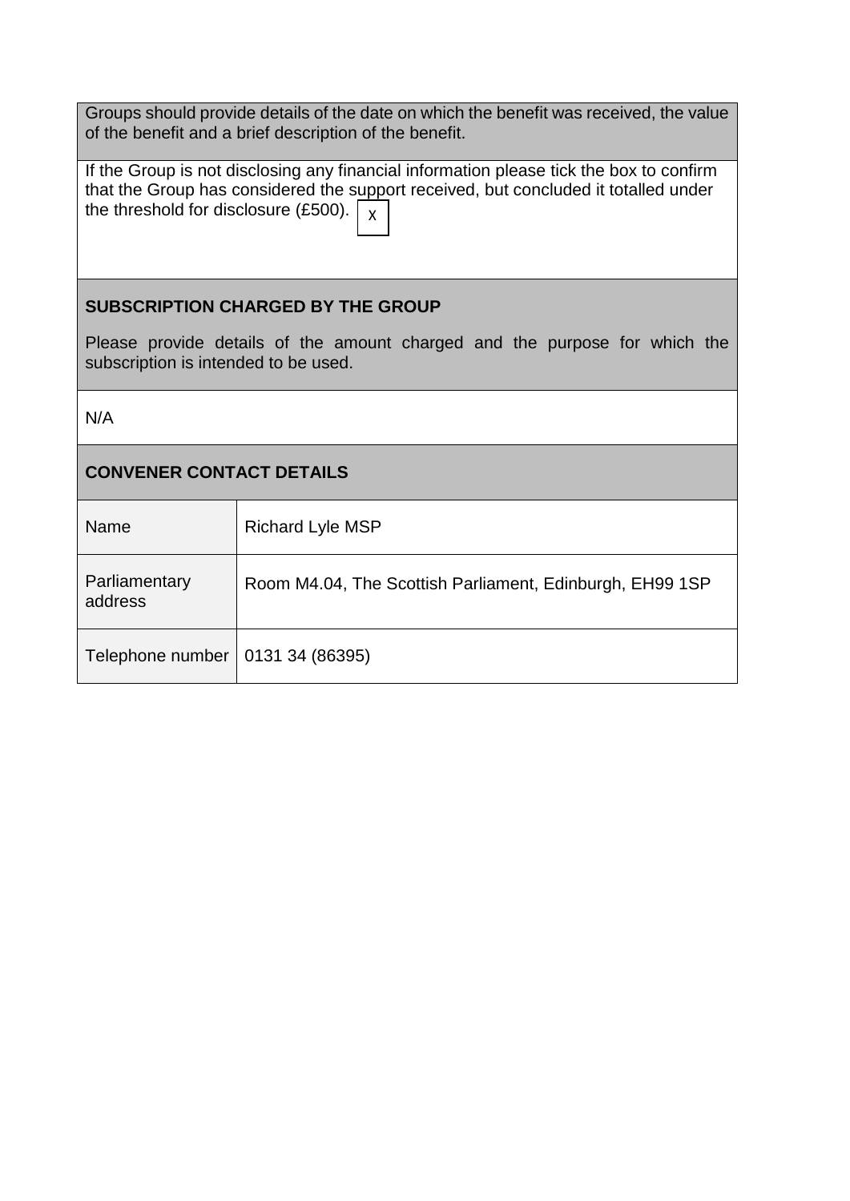Groups should provide details of the date on which the benefit was received, the value of the benefit and a brief description of the benefit.

If the Group is not disclosing any financial information please tick the box to confirm that the Group has considered the support received, but concluded it totalled under the threshold for disclosure (£500). [X]

**SUBSCRIPTION CHARGED BY THE GROUP**

Please provide details of the amount charged and the purpose for which the subscription is intended to be used.

N/A

**CONVENER CONTACT DETAILS**

| | |
|---|---|
| Name | Richard Lyle MSP |
| Parliamentary address | Room M4.04, The Scottish Parliament, Edinburgh, EH99 1SP |
| Telephone number | 0131 34 (86395) |